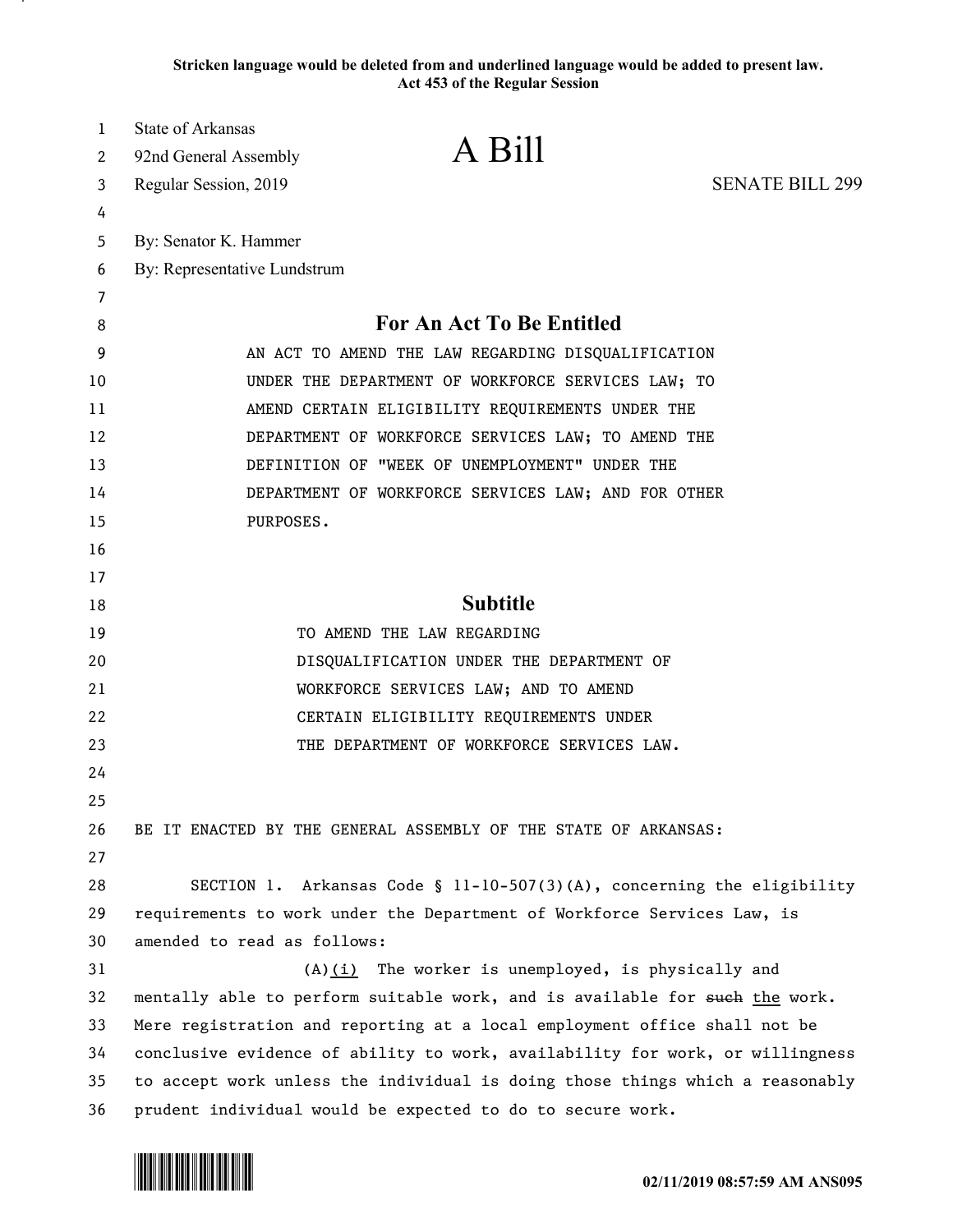**Stricken language would be deleted from and underlined language would be added to present law.**
**Act 453 of the Regular Session**

State of Arkansas
92nd General Assembly
Regular Session, 2019

# A Bill

SENATE BILL 299

By: Senator K. Hammer
By: Representative Lundstrum

## For An Act To Be Entitled

AN ACT TO AMEND THE LAW REGARDING DISQUALIFICATION UNDER THE DEPARTMENT OF WORKFORCE SERVICES LAW; TO AMEND CERTAIN ELIGIBILITY REQUIREMENTS UNDER THE DEPARTMENT OF WORKFORCE SERVICES LAW; TO AMEND THE DEFINITION OF "WEEK OF UNEMPLOYMENT" UNDER THE DEPARTMENT OF WORKFORCE SERVICES LAW; AND FOR OTHER PURPOSES.

## Subtitle

TO AMEND THE LAW REGARDING DISQUALIFICATION UNDER THE DEPARTMENT OF WORKFORCE SERVICES LAW; AND TO AMEND CERTAIN ELIGIBILITY REQUIREMENTS UNDER THE DEPARTMENT OF WORKFORCE SERVICES LAW.

BE IT ENACTED BY THE GENERAL ASSEMBLY OF THE STATE OF ARKANSAS:

SECTION 1. Arkansas Code § 11-10-507(3)(A), concerning the eligibility requirements to work under the Department of Workforce Services Law, is amended to read as follows:

(A)<u>(i)</u> The worker is unemployed, is physically and mentally able to perform suitable work, and is available for ~~such~~ <u>the</u> work. Mere registration and reporting at a local employment office shall not be conclusive evidence of ability to work, availability for work, or willingness to accept work unless the individual is doing those things which a reasonably prudent individual would be expected to do to secure work.

02/11/2019 08:57:59 AM ANS095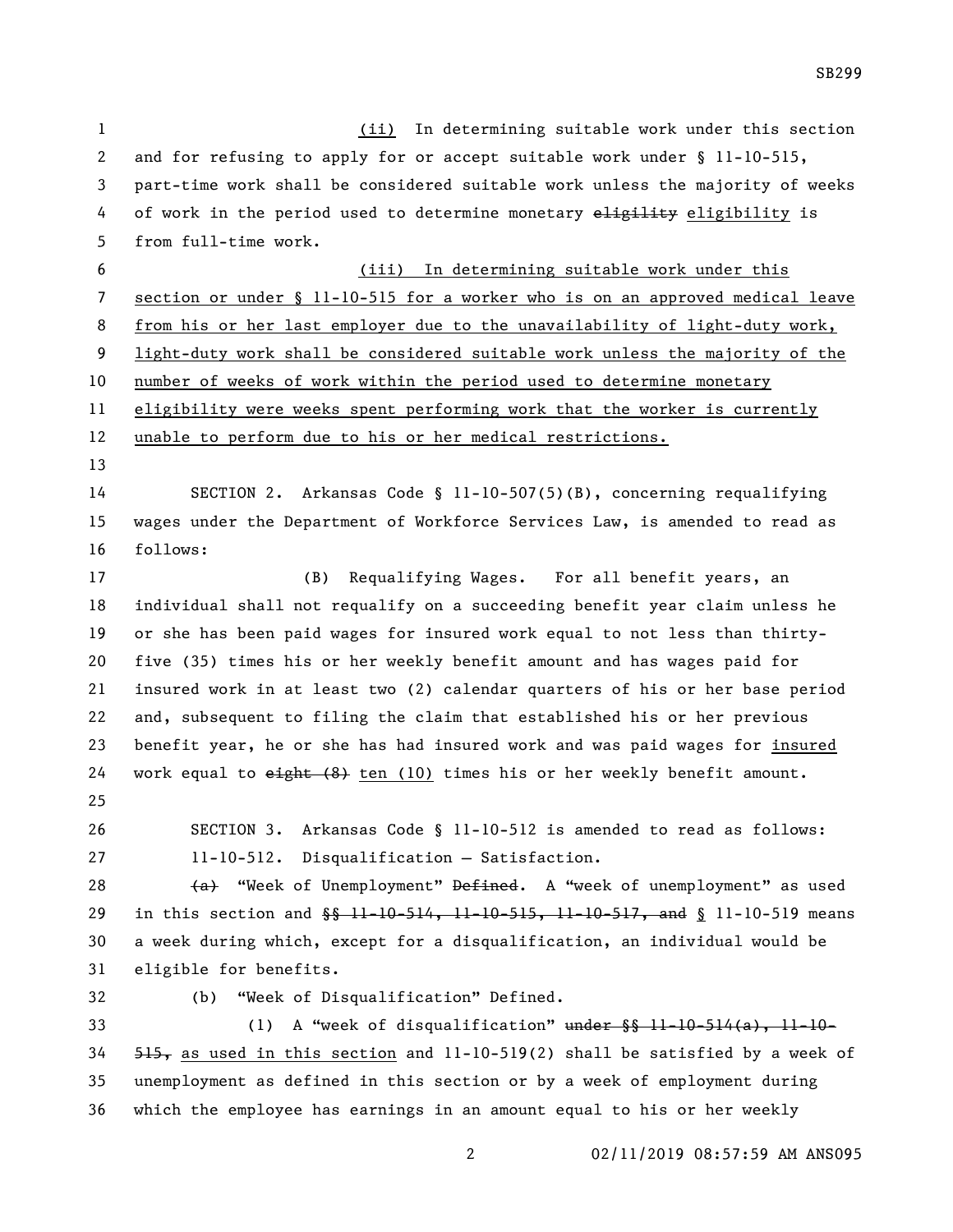(ii) In determining suitable work under this section and for refusing to apply for or accept suitable work under § 11-10-515, part-time work shall be considered suitable work unless the majority of weeks of work in the period used to determine monetary ~~eligility~~ eligibility is from full-time work.

(iii) In determining suitable work under this section or under § 11-10-515 for a worker who is on an approved medical leave from his or her last employer due to the unavailability of light-duty work, light-duty work shall be considered suitable work unless the majority of the number of weeks of work within the period used to determine monetary eligibility were weeks spent performing work that the worker is currently unable to perform due to his or her medical restrictions.

SECTION 2. Arkansas Code § 11-10-507(5)(B), concerning requalifying wages under the Department of Workforce Services Law, is amended to read as follows:

(B) Requalifying Wages. For all benefit years, an individual shall not requalify on a succeeding benefit year claim unless he or she has been paid wages for insured work equal to not less than thirty-five (35) times his or her weekly benefit amount and has wages paid for insured work in at least two (2) calendar quarters of his or her base period and, subsequent to filing the claim that established his or her previous benefit year, he or she has had insured work and was paid wages for insured work equal to ~~eight (8)~~ ten (10) times his or her weekly benefit amount.

SECTION 3. Arkansas Code § 11-10-512 is amended to read as follows:

11-10-512. Disqualification — Satisfaction.

~~(a)~~ "Week of Unemployment" ~~Defined~~. A "week of unemployment" as used in this section and ~~§§ 11-10-514, 11-10-515, 11-10-517, and~~ § 11-10-519 means a week during which, except for a disqualification, an individual would be eligible for benefits.

(b) "Week of Disqualification" Defined.

(1) A "week of disqualification" ~~under §§ 11-10-514(a), 11-10-515,~~ as used in this section and 11-10-519(2) shall be satisfied by a week of unemployment as defined in this section or by a week of employment during which the employee has earnings in an amount equal to his or her weekly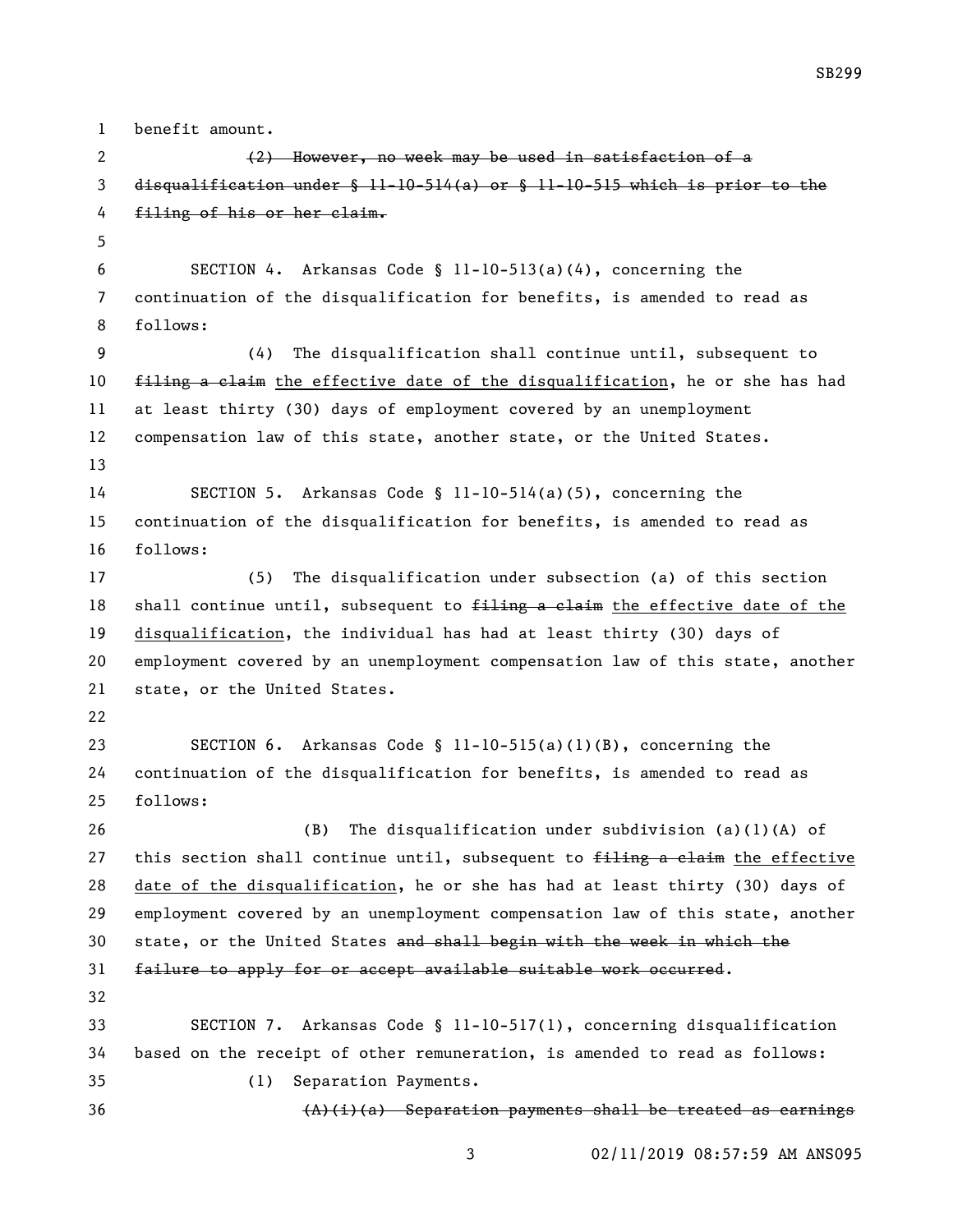benefit amount.

~~(2) However, no week may be used in satisfaction of a disqualification under § 11-10-514(a) or § 11-10-515 which is prior to the filing of his or her claim.~~

SECTION 4. Arkansas Code § 11-10-513(a)(4), concerning the continuation of the disqualification for benefits, is amended to read as follows:

(4) The disqualification shall continue until, subsequent to ~~filing a claim~~ <u>the effective date of the disqualification</u>, he or she has had at least thirty (30) days of employment covered by an unemployment compensation law of this state, another state, or the United States.

SECTION 5. Arkansas Code § 11-10-514(a)(5), concerning the continuation of the disqualification for benefits, is amended to read as follows:

(5) The disqualification under subsection (a) of this section shall continue until, subsequent to ~~filing a claim~~ <u>the effective date of the disqualification</u>, the individual has had at least thirty (30) days of employment covered by an unemployment compensation law of this state, another state, or the United States.

SECTION 6. Arkansas Code § 11-10-515(a)(1)(B), concerning the continuation of the disqualification for benefits, is amended to read as follows:

(B) The disqualification under subdivision (a)(1)(A) of this section shall continue until, subsequent to ~~filing a claim~~ <u>the effective date of the disqualification</u>, he or she has had at least thirty (30) days of employment covered by an unemployment compensation law of this state, another state, or the United States ~~and shall begin with the week in which the failure to apply for or accept available suitable work occurred~~.

SECTION 7. Arkansas Code § 11-10-517(1), concerning disqualification based on the receipt of other remuneration, is amended to read as follows:

(1) Separation Payments.

~~(A)(i)(a) Separation payments shall be treated as earnings~~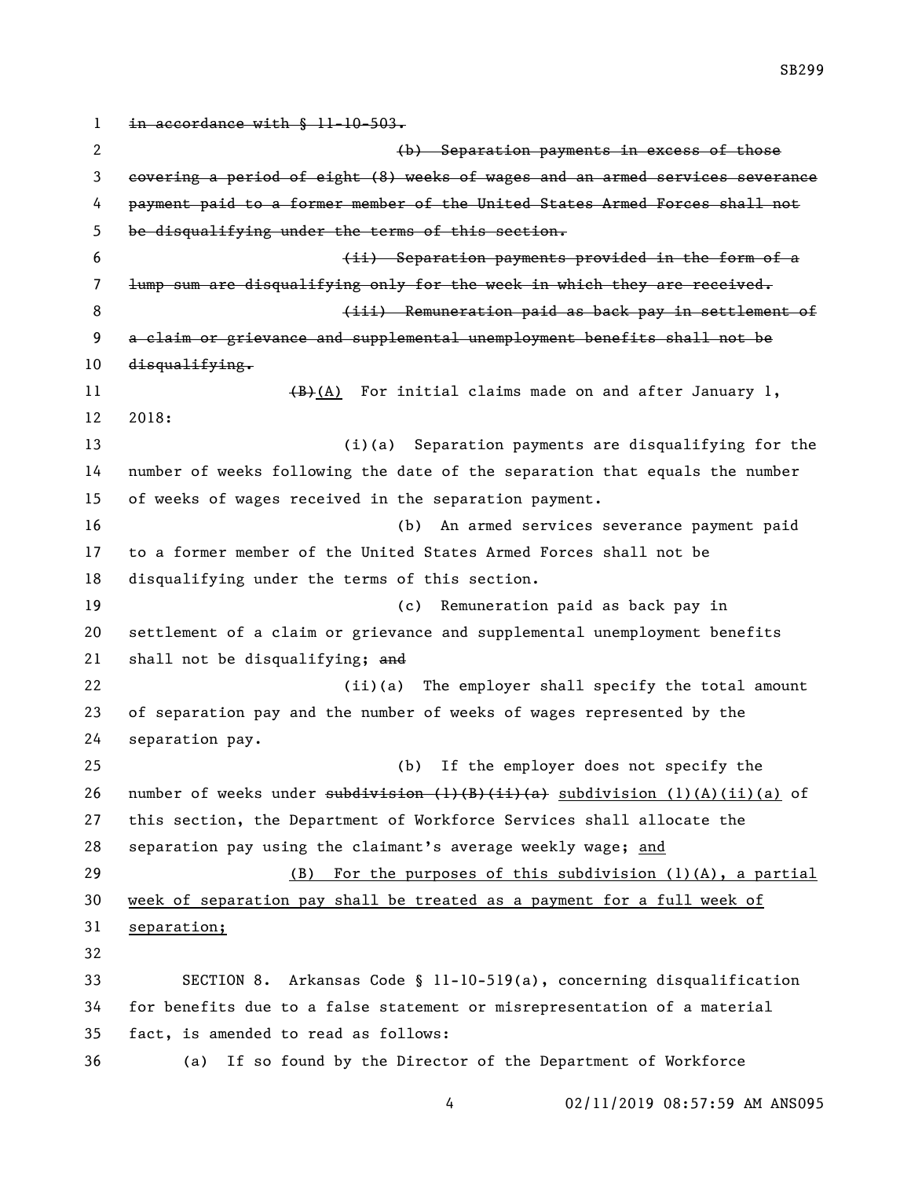~~in accordance with § 11-10-503.~~

~~(b) Separation payments in excess of those covering a period of eight (8) weeks of wages and an armed services severance payment paid to a former member of the United States Armed Forces shall not be disqualifying under the terms of this section.~~

~~(ii) Separation payments provided in the form of a lump sum are disqualifying only for the week in which they are received.~~

~~(iii) Remuneration paid as back pay in settlement of a claim or grievance and supplemental unemployment benefits shall not be disqualifying.~~

~~(B)~~<u>(A)</u> For initial claims made on and after January 1, 2018:

(i)(a) Separation payments are disqualifying for the number of weeks following the date of the separation that equals the number of weeks of wages received in the separation payment.

(b) An armed services severance payment paid to a former member of the United States Armed Forces shall not be disqualifying under the terms of this section.

(c) Remuneration paid as back pay in settlement of a claim or grievance and supplemental unemployment benefits shall not be disqualifying; ~~and~~

(ii)(a) The employer shall specify the total amount of separation pay and the number of weeks of wages represented by the separation pay.

(b) If the employer does not specify the number of weeks under ~~subdivision (1)(B)(ii)(a)~~ <u>subdivision (1)(A)(ii)(a)</u> of this section, the Department of Workforce Services shall allocate the separation pay using the claimant's average weekly wage; <u>and</u>

<u>(B) For the purposes of this subdivision (1)(A), a partial week of separation pay shall be treated as a payment for a full week of separation;</u>

SECTION 8. Arkansas Code § 11-10-519(a), concerning disqualification for benefits due to a false statement or misrepresentation of a material fact, is amended to read as follows:

(a) If so found by the Director of the Department of Workforce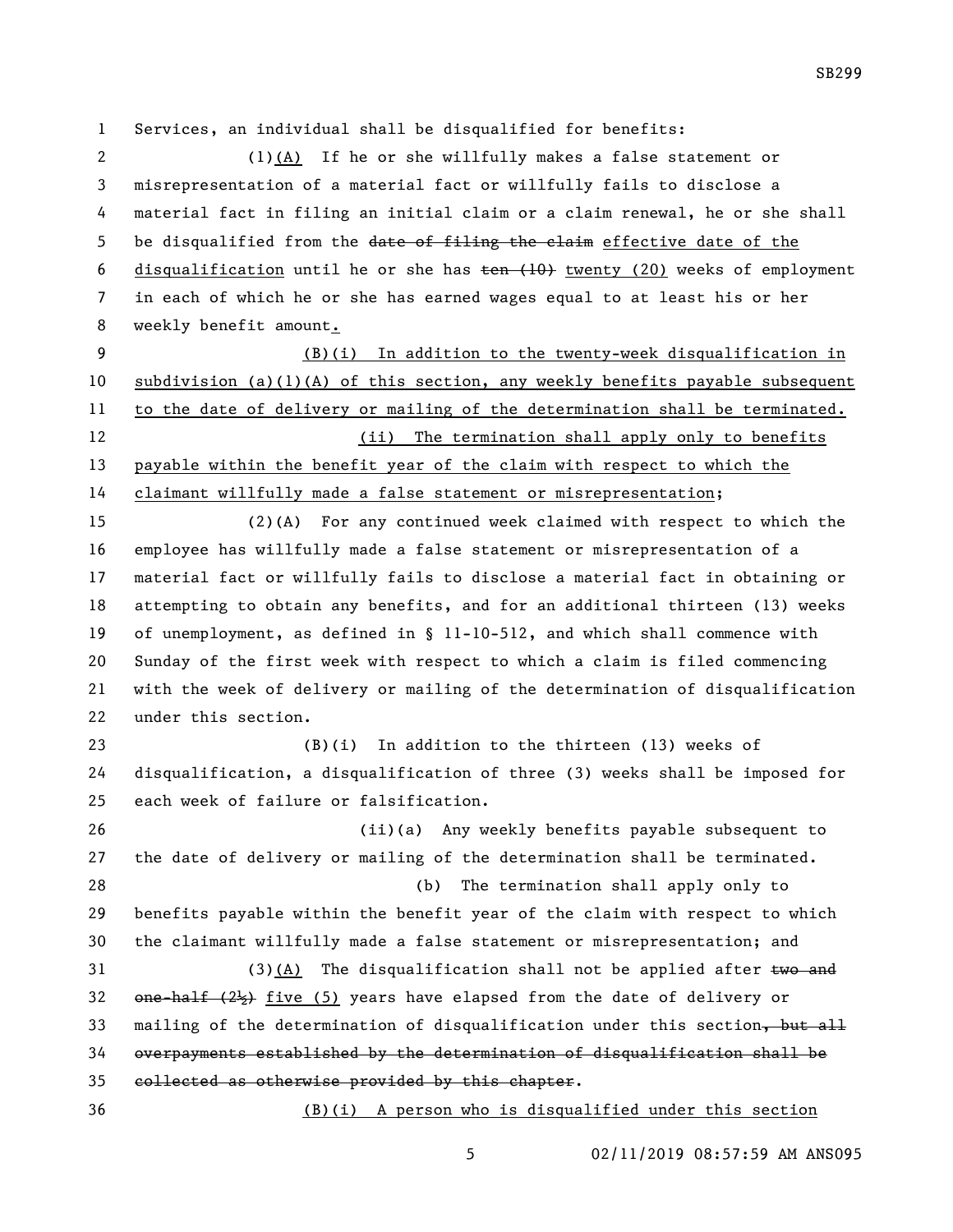Services, an individual shall be disqualified for benefits:

(1)(A) If he or she willfully makes a false statement or misrepresentation of a material fact or willfully fails to disclose a material fact in filing an initial claim or a claim renewal, he or she shall be disqualified from the ~~date of filing the claim~~ effective date of the disqualification until he or she has ~~ten (10)~~ twenty (20) weeks of employment in each of which he or she has earned wages equal to at least his or her weekly benefit amount.

(B)(i) In addition to the twenty-week disqualification in subdivision (a)(1)(A) of this section, any weekly benefits payable subsequent to the date of delivery or mailing of the determination shall be terminated.

(ii) The termination shall apply only to benefits payable within the benefit year of the claim with respect to which the claimant willfully made a false statement or misrepresentation;

(2)(A) For any continued week claimed with respect to which the employee has willfully made a false statement or misrepresentation of a material fact or willfully fails to disclose a material fact in obtaining or attempting to obtain any benefits, and for an additional thirteen (13) weeks of unemployment, as defined in § 11-10-512, and which shall commence with Sunday of the first week with respect to which a claim is filed commencing with the week of delivery or mailing of the determination of disqualification under this section.

(B)(i) In addition to the thirteen (13) weeks of disqualification, a disqualification of three (3) weeks shall be imposed for each week of failure or falsification.

(ii)(a) Any weekly benefits payable subsequent to the date of delivery or mailing of the determination shall be terminated.

(b) The termination shall apply only to benefits payable within the benefit year of the claim with respect to which the claimant willfully made a false statement or misrepresentation; and

(3)(A) The disqualification shall not be applied after ~~two and one-half (2½)~~ five (5) years have elapsed from the date of delivery or mailing of the determination of disqualification under this section~~, but all overpayments established by the determination of disqualification shall be collected as otherwise provided by this chapter~~.

(B)(i) A person who is disqualified under this section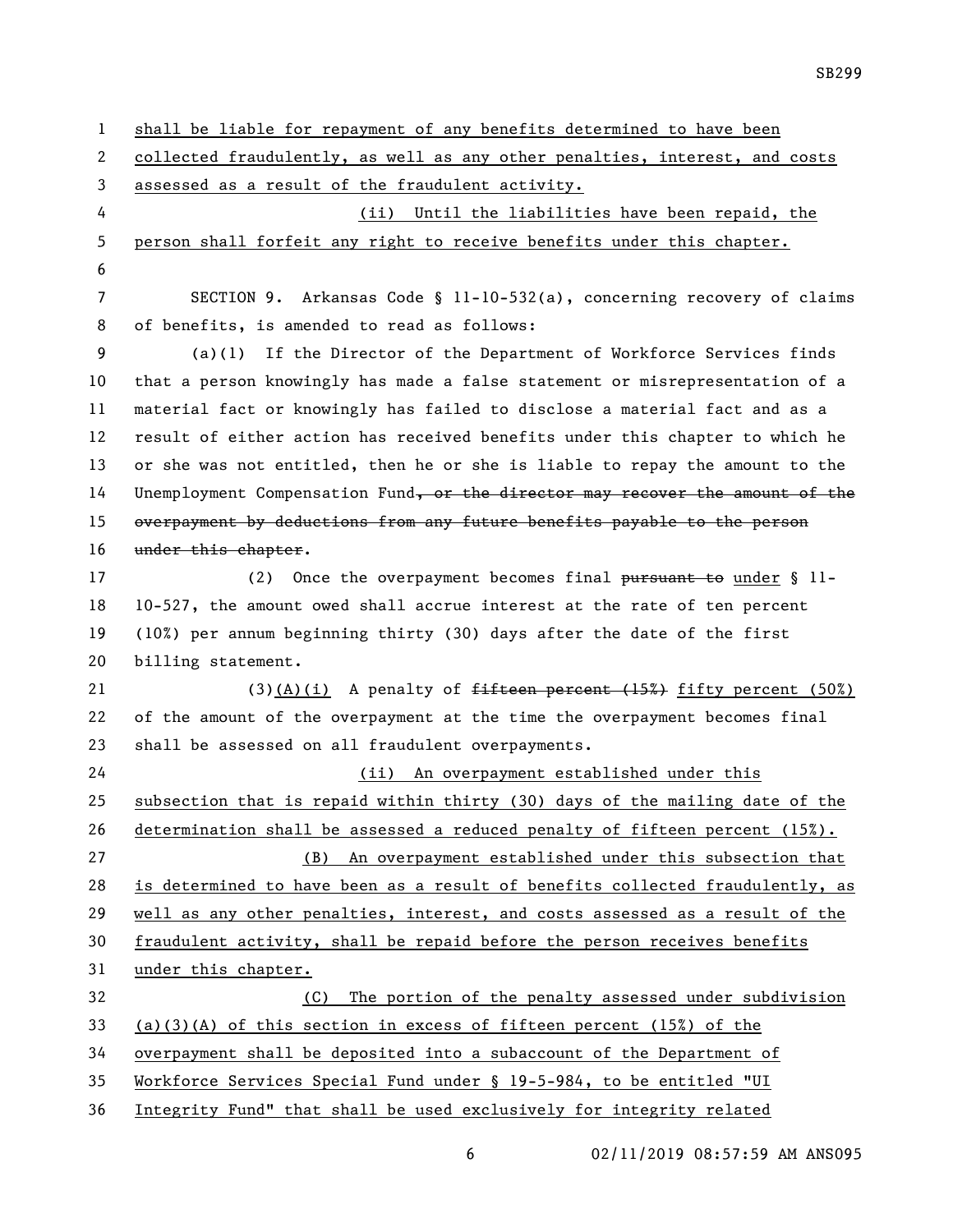shall be liable for repayment of any benefits determined to have been collected fraudulently, as well as any other penalties, interest, and costs assessed as a result of the fraudulent activity.

(ii) Until the liabilities have been repaid, the person shall forfeit any right to receive benefits under this chapter.

SECTION 9. Arkansas Code § 11-10-532(a), concerning recovery of claims of benefits, is amended to read as follows:

(a)(1) If the Director of the Department of Workforce Services finds that a person knowingly has made a false statement or misrepresentation of a material fact or knowingly has failed to disclose a material fact and as a result of either action has received benefits under this chapter to which he or she was not entitled, then he or she is liable to repay the amount to the Unemployment Compensation Fund~~, or the director may recover the amount of the overpayment by deductions from any future benefits payable to the person under this chapter~~.

(2) Once the overpayment becomes final ~~pursuant to~~ under § 11-10-527, the amount owed shall accrue interest at the rate of ten percent (10%) per annum beginning thirty (30) days after the date of the first billing statement.

(3)(A)(i) A penalty of ~~fifteen percent (15%)~~ fifty percent (50%) of the amount of the overpayment at the time the overpayment becomes final shall be assessed on all fraudulent overpayments.

(ii) An overpayment established under this subsection that is repaid within thirty (30) days of the mailing date of the determination shall be assessed a reduced penalty of fifteen percent (15%).

(B) An overpayment established under this subsection that is determined to have been as a result of benefits collected fraudulently, as well as any other penalties, interest, and costs assessed as a result of the fraudulent activity, shall be repaid before the person receives benefits under this chapter.

(C) The portion of the penalty assessed under subdivision (a)(3)(A) of this section in excess of fifteen percent (15%) of the overpayment shall be deposited into a subaccount of the Department of Workforce Services Special Fund under § 19-5-984, to be entitled "UI Integrity Fund" that shall be used exclusively for integrity related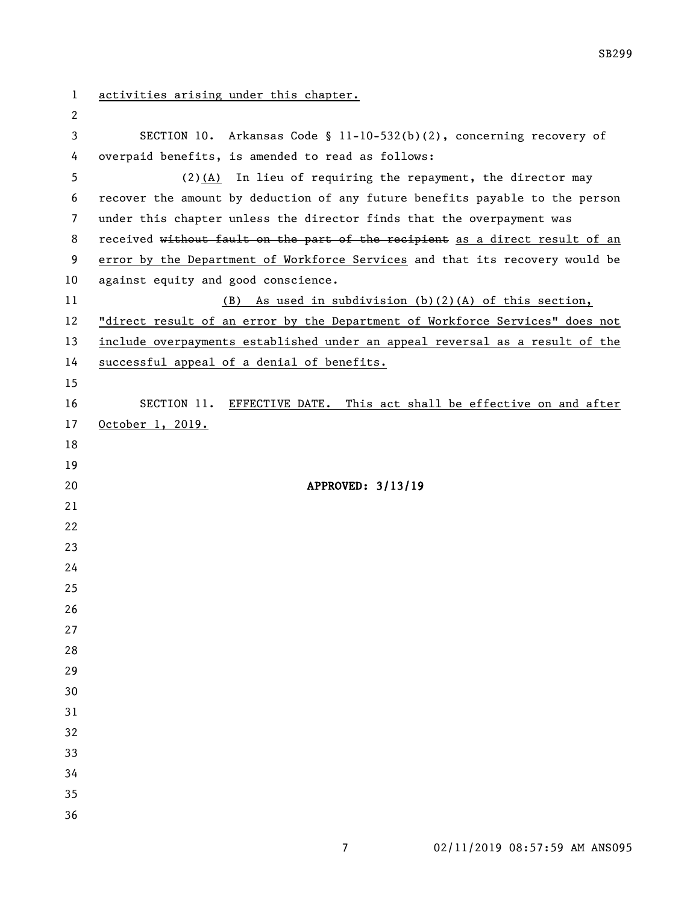activities arising under this chapter.

SECTION 10. Arkansas Code § 11-10-532(b)(2), concerning recovery of overpaid benefits, is amended to read as follows:

(2)(A) In lieu of requiring the repayment, the director may recover the amount by deduction of any future benefits payable to the person under this chapter unless the director finds that the overpayment was received ~~without fault on the part of the recipient~~ as a direct result of an error by the Department of Workforce Services and that its recovery would be against equity and good conscience.

(B) As used in subdivision (b)(2)(A) of this section, "direct result of an error by the Department of Workforce Services" does not include overpayments established under an appeal reversal as a result of the successful appeal of a denial of benefits.

SECTION 11. EFFECTIVE DATE. This act shall be effective on and after October 1, 2019.

**APPROVED: 3/13/19**